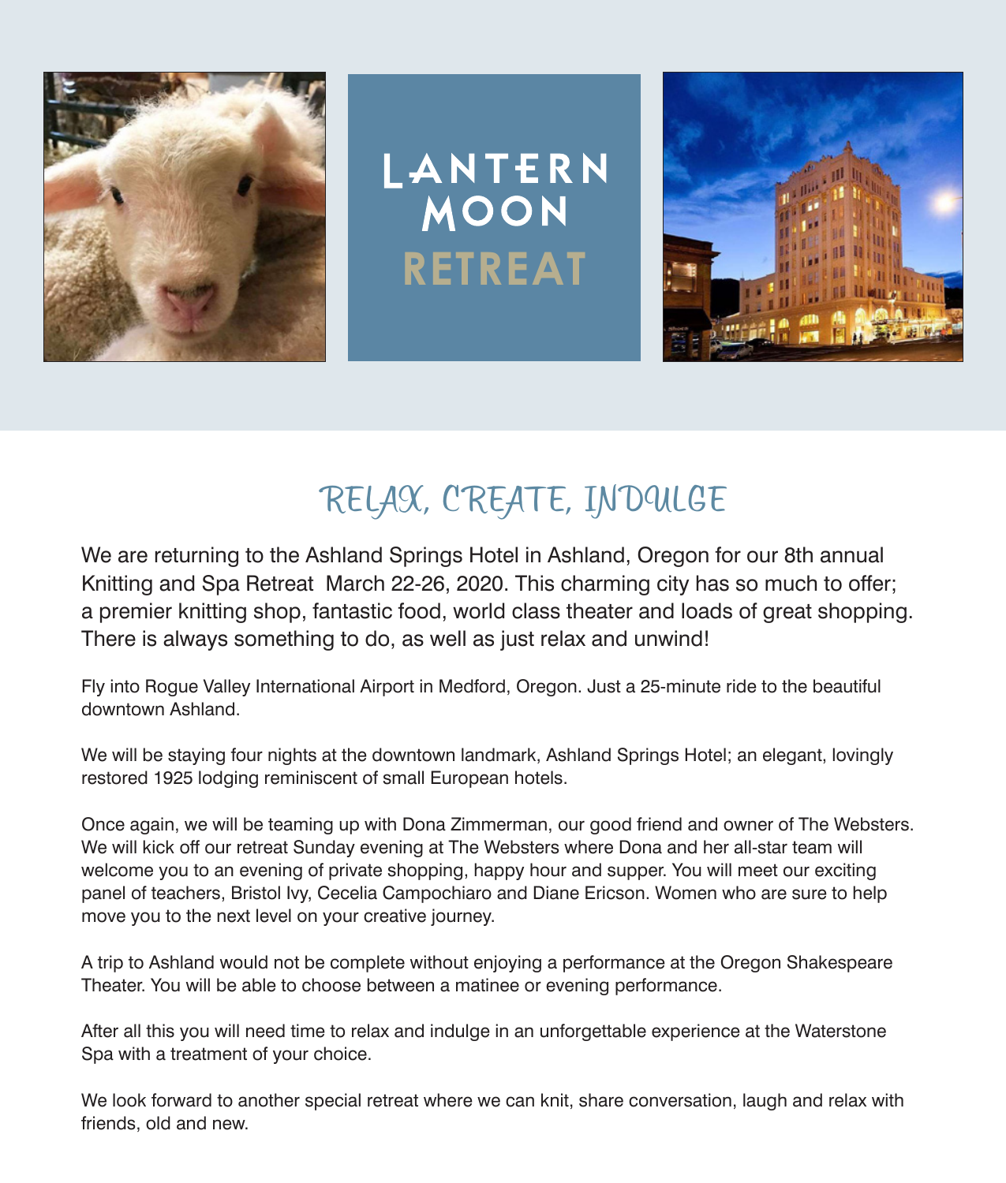# LANTERN MOON RETREAT

## RELAX, CREATE, INDULGE

We are returning to the Ashland Springs Hotel in Ashland, Oregon for our 8th annual Knitting and Spa Retreat  March 22-26, 2020. This charming city has so much to offer; a premier knitting shop, fantastic food, world class theater and loads of great shopping. There is always something to do, as well as just relax and unwind!

Fly into Rogue Valley International Airport in Medford, Oregon. Just a 25-minute ride to the beautiful downtown Ashland.

We will be staying four nights at the downtown landmark, Ashland Springs Hotel; an elegant, lovingly restored 1925 lodging reminiscent of small European hotels.

Once again, we will be teaming up with Dona Zimmerman, our good friend and owner of The Websters. We will kick off our retreat Sunday evening at The Websters where Dona and her all-star team will welcome you to an evening of private shopping, happy hour and supper. You will meet our exciting panel of teachers, Bristol Ivy, Cecelia Campochiaro and Diane Ericson. Women who are sure to help move you to the next level on your creative journey.

A trip to Ashland would not be complete without enjoying a performance at the Oregon Shakespeare Theater. You will be able to choose between a matinee or evening performance.

After all this you will need time to relax and indulge in an unforgettable experience at the Waterstone Spa with a treatment of your choice.

We look forward to another special retreat where we can knit, share conversation, laugh and relax with friends, old and new.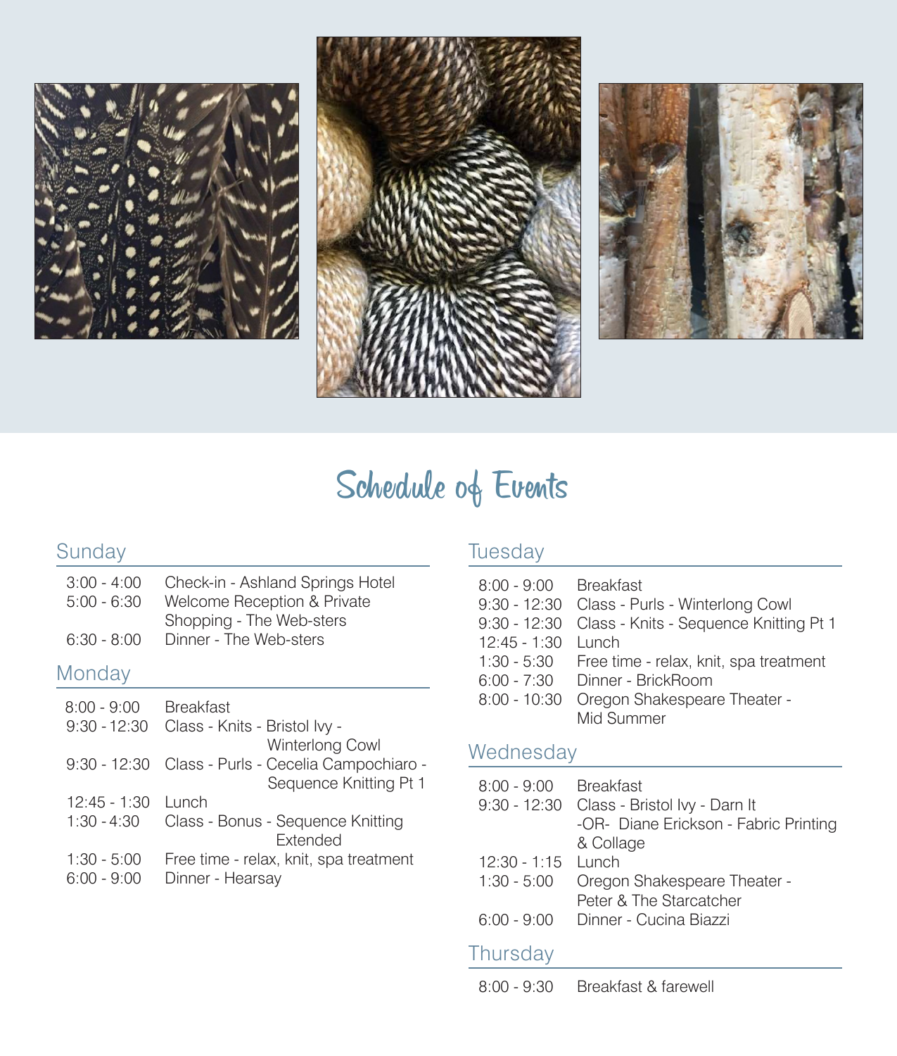# Schedule of Events

## Sunday

| | |
|---|---|
| 3:00 - 4:00 | Check-in - Ashland Springs Hotel |
| 5:00 - 6:30 | Welcome Reception & Private Shopping - The Web-sters |
| 6:30 - 8:00 | Dinner - The Web-sters |

## Monday

| | |
|---|---|
| 8:00 - 9:00 | Breakfast |
| 9:30 - 12:30 | Class - Knits - Bristol Ivy - Winterlong Cowl |
| 9:30 - 12:30 | Class - Purls - Cecelia Campochiaro - Sequence Knitting Pt 1 |
| 12:45 - 1:30 | Lunch |
| 1:30 - 4:30 | Class - Bonus - Sequence Knitting Extended |
| 1:30 - 5:00 | Free time - relax, knit, spa treatment |
| 6:00 - 9:00 | Dinner - Hearsay |

## Tuesday

| | |
|---|---|
| 8:00 - 9:00 | Breakfast |
| 9:30 - 12:30 | Class - Purls - Winterlong Cowl |
| 9:30 - 12:30 | Class - Knits - Sequence Knitting Pt 1 |
| 12:45 - 1:30 | Lunch |
| 1:30 - 5:30 | Free time - relax, knit, spa treatment |
| 6:00 - 7:30 | Dinner - BrickRoom |
| 8:00 - 10:30 | Oregon Shakespeare Theater - Mid Summer |

## Wednesday

| | |
|---|---|
| 8:00 - 9:00 | Breakfast |
| 9:30 - 12:30 | Class - Bristol Ivy - Darn It -OR- Diane Erickson - Fabric Printing & Collage |
| 12:30 - 1:15 | Lunch |
| 1:30 - 5:00 | Oregon Shakespeare Theater - Peter & The Starcatcher |
| 6:00 - 9:00 | Dinner - Cucina Biazzi |

## Thursday

| | |
|---|---|
| 8:00 - 9:30 | Breakfast & farewell |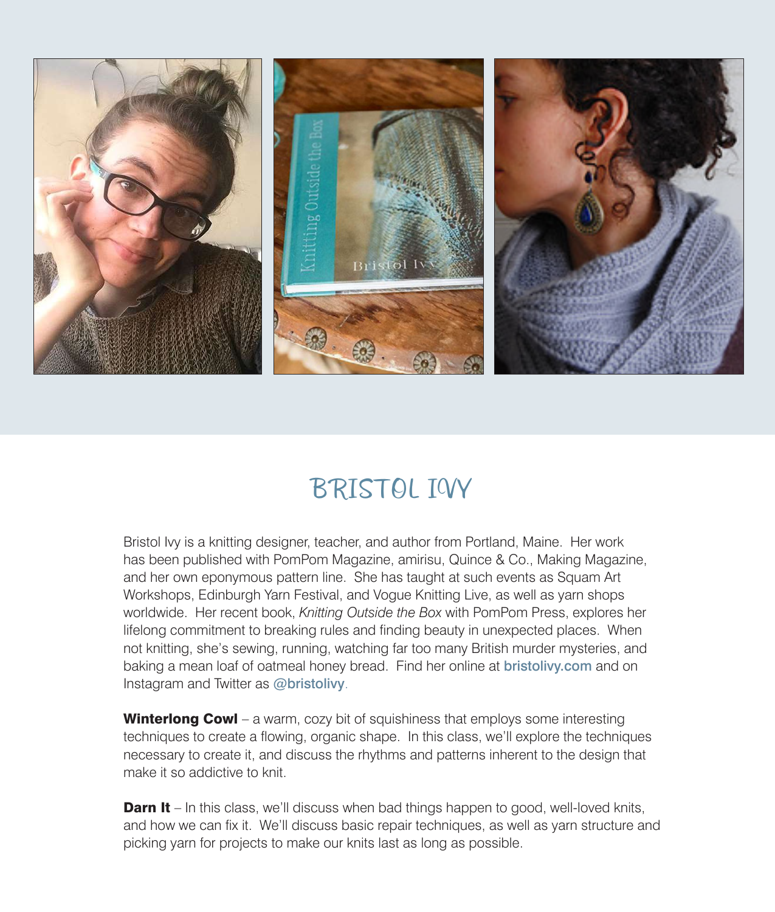# BRISTOL IVY

Bristol Ivy is a knitting designer, teacher, and author from Portland, Maine. Her work has been published with PomPom Magazine, amirisu, Quince & Co., Making Magazine, and her own eponymous pattern line. She has taught at such events as Squam Art Workshops, Edinburgh Yarn Festival, and Vogue Knitting Live, as well as yarn shops worldwide. Her recent book, *Knitting Outside the Box* with PomPom Press, explores her lifelong commitment to breaking rules and finding beauty in unexpected places. When not knitting, she's sewing, running, watching far too many British murder mysteries, and baking a mean loaf of oatmeal honey bread. Find her online at bristolivy.com and on Instagram and Twitter as @bristolivy.

**Winterlong Cowl** – a warm, cozy bit of squishiness that employs some interesting techniques to create a flowing, organic shape. In this class, we'll explore the techniques necessary to create it, and discuss the rhythms and patterns inherent to the design that make it so addictive to knit.

**Darn It** – In this class, we'll discuss when bad things happen to good, well-loved knits, and how we can fix it. We'll discuss basic repair techniques, as well as yarn structure and picking yarn for projects to make our knits last as long as possible.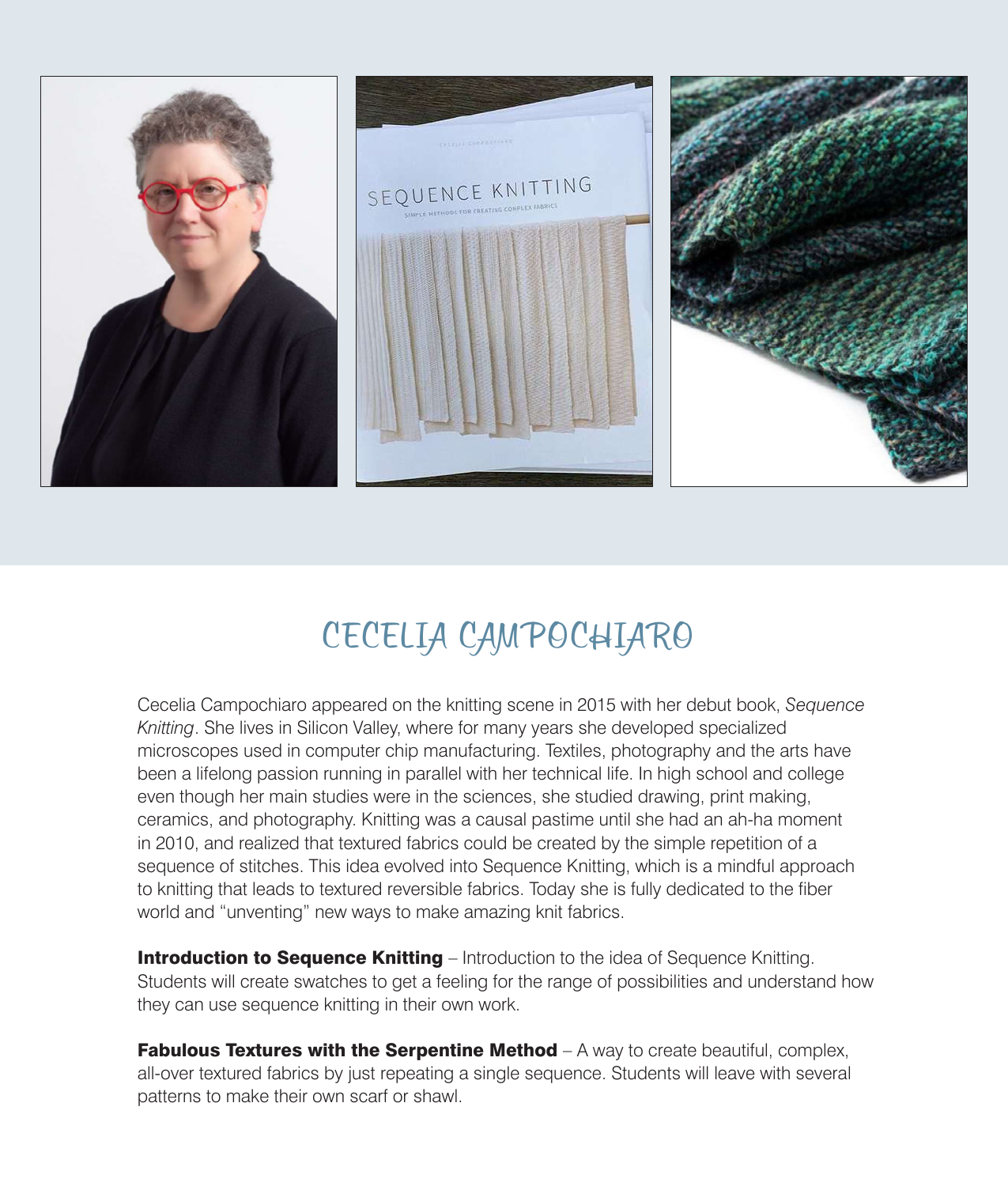# CECELIA CAMPOCHIARO

Cecelia Campochiaro appeared on the knitting scene in 2015 with her debut book, *Sequence Knitting*. She lives in Silicon Valley, where for many years she developed specialized microscopes used in computer chip manufacturing. Textiles, photography and the arts have been a lifelong passion running in parallel with her technical life. In high school and college even though her main studies were in the sciences, she studied drawing, print making, ceramics, and photography. Knitting was a causal pastime until she had an ah-ha moment in 2010, and realized that textured fabrics could be created by the simple repetition of a sequence of stitches. This idea evolved into Sequence Knitting, which is a mindful approach to knitting that leads to textured reversible fabrics. Today she is fully dedicated to the fiber world and "unventing" new ways to make amazing knit fabrics.

**Introduction to Sequence Knitting** – Introduction to the idea of Sequence Knitting. Students will create swatches to get a feeling for the range of possibilities and understand how they can use sequence knitting in their own work.

**Fabulous Textures with the Serpentine Method** – A way to create beautiful, complex, all-over textured fabrics by just repeating a single sequence. Students will leave with several patterns to make their own scarf or shawl.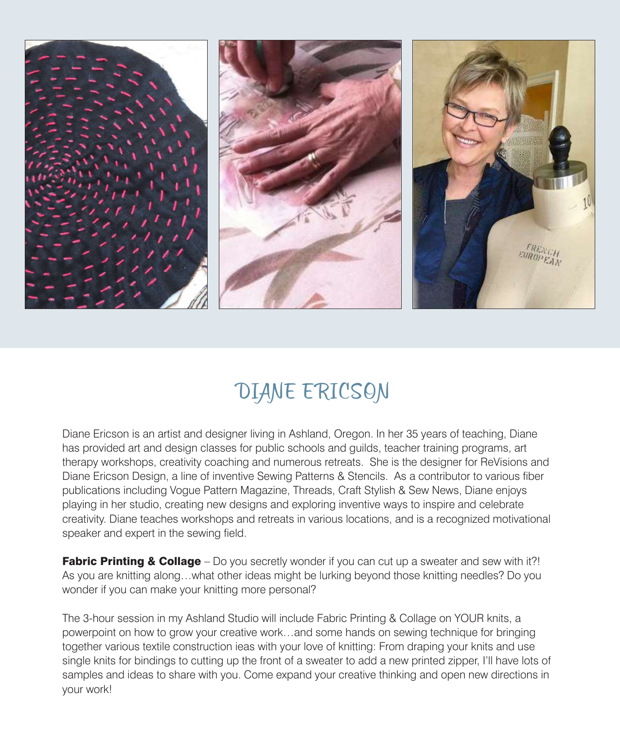# DIANE ERICSON

Diane Ericson is an artist and designer living in Ashland, Oregon. In her 35 years of teaching, Diane has provided art and design classes for public schools and guilds, teacher training programs, art therapy workshops, creativity coaching and numerous retreats. She is the designer for ReVisions and Diane Ericson Design, a line of inventive Sewing Patterns & Stencils. As a contributor to various fiber publications including Vogue Pattern Magazine, Threads, Craft Stylish & Sew News, Diane enjoys playing in her studio, creating new designs and exploring inventive ways to inspire and celebrate creativity. Diane teaches workshops and retreats in various locations, and is a recognized motivational speaker and expert in the sewing field.

**Fabric Printing & Collage** – Do you secretly wonder if you can cut up a sweater and sew with it?! As you are knitting along…what other ideas might be lurking beyond those knitting needles? Do you wonder if you can make your knitting more personal?

The 3-hour session in my Ashland Studio will include Fabric Printing & Collage on YOUR knits, a powerpoint on how to grow your creative work…and some hands on sewing technique for bringing together various textile construction ieas with your love of knitting: From draping your knits and use single knits for bindings to cutting up the front of a sweater to add a new printed zipper, I'll have lots of samples and ideas to share with you. Come expand your creative thinking and open new directions in your work!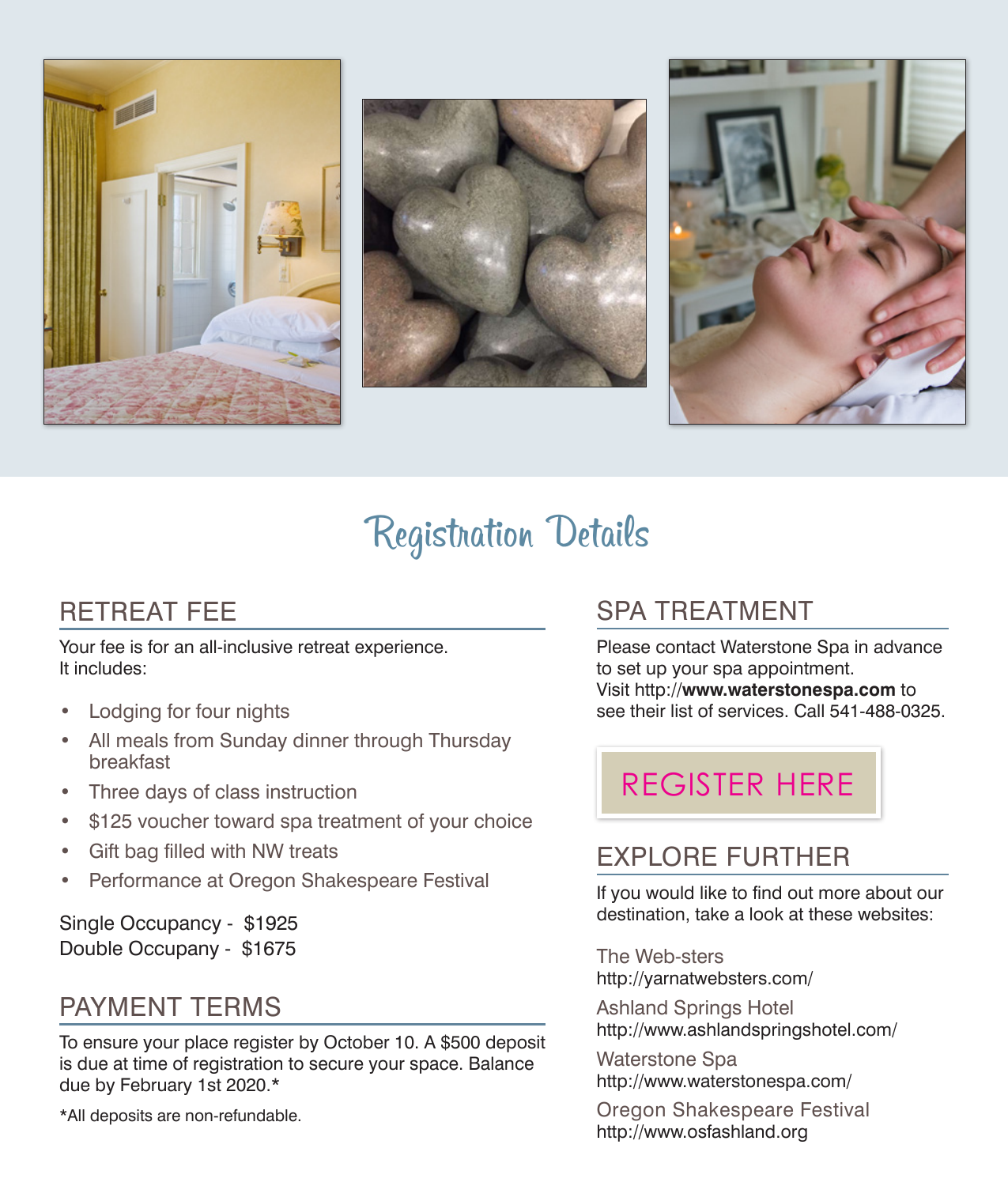# Registration Details

## RETREAT FEE

Your fee is for an all-inclusive retreat experience.
It includes:

- Lodging for four nights
- All meals from Sunday dinner through Thursday breakfast
- Three days of class instruction
- $125 voucher toward spa treatment of your choice
- Gift bag filled with NW treats
- Performance at Oregon Shakespeare Festival

Single Occupancy - $1925
Double Occupany - $1675

## PAYMENT TERMS

To ensure your place register by October 10. A $500 deposit is due at time of registration to secure your space. Balance due by February 1st 2020.*

*All deposits are non-refundable.

## SPA TREATMENT

Please contact Waterstone Spa in advance to set up your spa appointment. Visit http://**www.waterstonespa.com** to see their list of services. Call 541-488-0325.

REGISTER HERE

## EXPLORE FURTHER

If you would like to find out more about our destination, take a look at these websites:

The Web-sters
http://yarnatwebsters.com/

Ashland Springs Hotel
http://www.ashlandspringshotel.com/

Waterstone Spa
http://www.waterstonespa.com/

Oregon Shakespeare Festival
http://www.osfashland.org